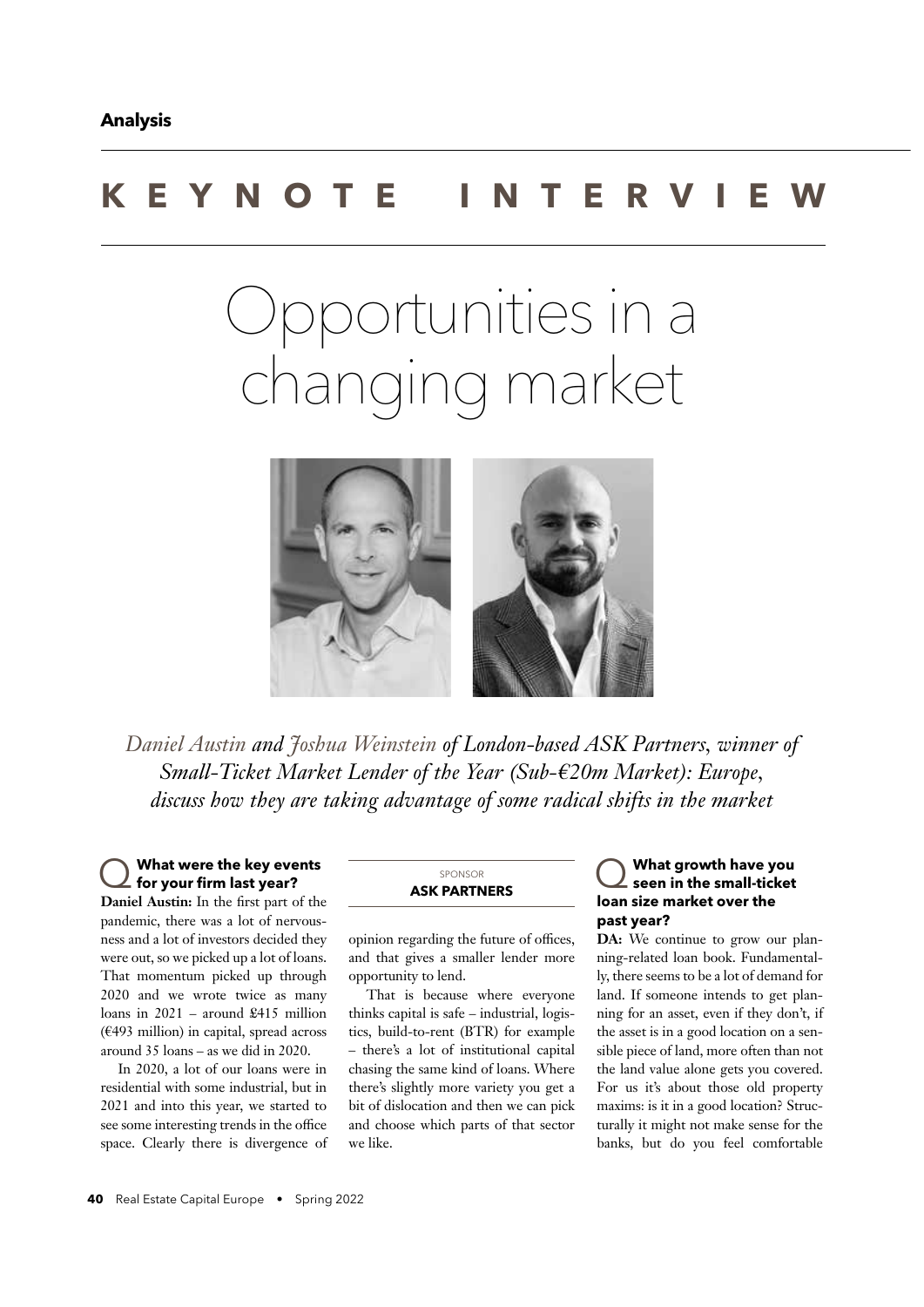**Analysis**

# KEYNOTE INTERVIEW

# Opportunities in a changing market

*Daniel Austin and Joshua Weinstein of London-based ASK Partners, winner of Small-Ticket Market Lender of the Year (Sub-€20m Market): Europe, discuss how they are taking advantage of some radical shifts in the market*

SPONSOR
**ASK PARTNERS**

### Q What were the key events for your firm last year?

**Daniel Austin:** In the first part of the pandemic, there was a lot of nervousness and a lot of investors decided they were out, so we picked up a lot of loans. That momentum picked up through 2020 and we wrote twice as many loans in 2021 – around £415 million (€493 million) in capital, spread across around 35 loans – as we did in 2020.

In 2020, a lot of our loans were in residential with some industrial, but in 2021 and into this year, we started to see some interesting trends in the office space. Clearly there is divergence of opinion regarding the future of offices, and that gives a smaller lender more opportunity to lend.

That is because where everyone thinks capital is safe – industrial, logistics, build-to-rent (BTR) for example – there's a lot of institutional capital chasing the same kind of loans. Where there's slightly more variety you get a bit of dislocation and then we can pick and choose which parts of that sector we like.

### Q What growth have you seen in the small-ticket loan size market over the past year?

**DA:** We continue to grow our planning-related loan book. Fundamentally, there seems to be a lot of demand for land. If someone intends to get planning for an asset, even if they don't, if the asset is in a good location on a sensible piece of land, more often than not the land value alone gets you covered. For us it's about those old property maxims: is it in a good location? Structurally it might not make sense for the banks, but do you feel comfortable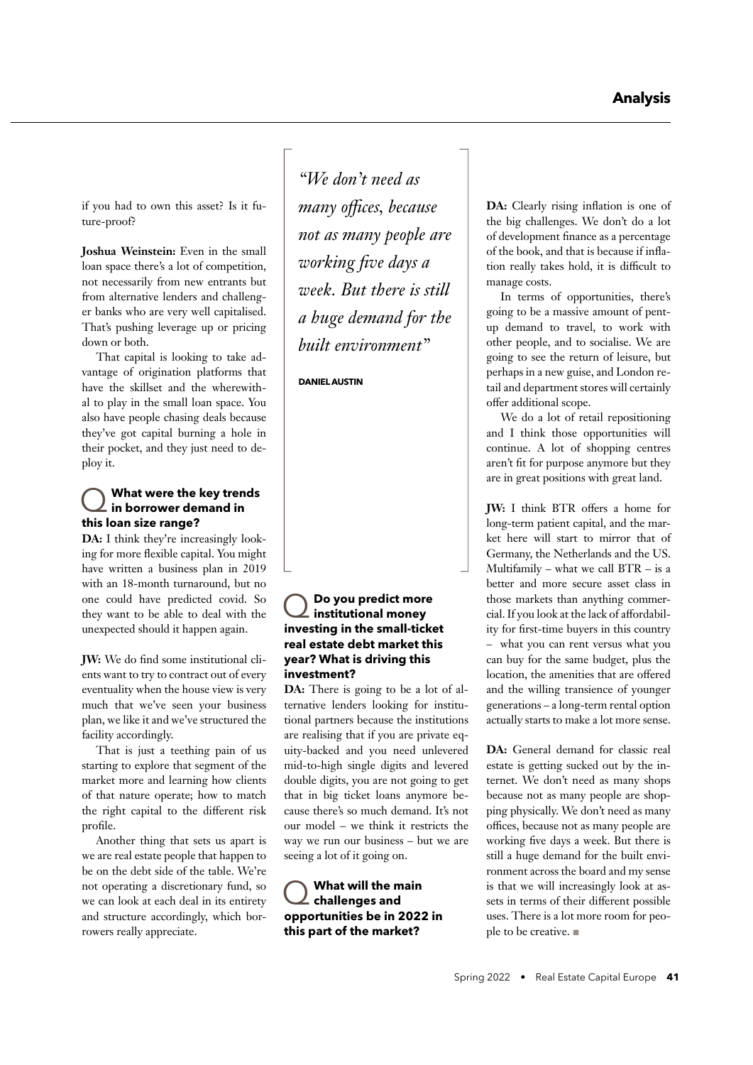if you had to own this asset? Is it future-proof?

**Joshua Weinstein:** Even in the small loan space there's a lot of competition, not necessarily from new entrants but from alternative lenders and challenger banks who are very well capitalised. That's pushing leverage up or pricing down or both.

That capital is looking to take advantage of origination platforms that have the skillset and the wherewithal to play in the small loan space. You also have people chasing deals because they've got capital burning a hole in their pocket, and they just need to deploy it.

### What were the key trends in borrower demand in this loan size range?

**DA:** I think they're increasingly looking for more flexible capital. You might have written a business plan in 2019 with an 18-month turnaround, but no one could have predicted covid. So they want to be able to deal with the unexpected should it happen again.

**JW:** We do find some institutional clients want to try to contract out of every eventuality when the house view is very much that we've seen your business plan, we like it and we've structured the facility accordingly.

That is just a teething pain of us starting to explore that segment of the market more and learning how clients of that nature operate; how to match the right capital to the different risk profile.

Another thing that sets us apart is we are real estate people that happen to be on the debt side of the table. We're not operating a discretionary fund, so we can look at each deal in its entirety and structure accordingly, which borrowers really appreciate.

> *"We don't need as many offices, because not as many people are working five days a week. But there is still a huge demand for the built environment"*
>
> **DANIEL AUSTIN**

### Do you predict more institutional money investing in the small-ticket real estate debt market this year? What is driving this investment?

**DA:** There is going to be a lot of alternative lenders looking for institutional partners because the institutions are realising that if you are private equity-backed and you need unlevered mid-to-high single digits and levered double digits, you are not going to get that in big ticket loans anymore because there's so much demand. It's not our model – we think it restricts the way we run our business – but we are seeing a lot of it going on.

### What will the main challenges and opportunities be in 2022 in this part of the market?

**DA:** Clearly rising inflation is one of the big challenges. We don't do a lot of development finance as a percentage of the book, and that is because if inflation really takes hold, it is difficult to manage costs.

In terms of opportunities, there's going to be a massive amount of pent-up demand to travel, to work with other people, and to socialise. We are going to see the return of leisure, but perhaps in a new guise, and London retail and department stores will certainly offer additional scope.

We do a lot of retail repositioning and I think those opportunities will continue. A lot of shopping centres aren't fit for purpose anymore but they are in great positions with great land.

**JW:** I think BTR offers a home for long-term patient capital, and the market here will start to mirror that of Germany, the Netherlands and the US. Multifamily – what we call BTR – is a better and more secure asset class in those markets than anything commercial. If you look at the lack of affordability for first-time buyers in this country – what you can rent versus what you can buy for the same budget, plus the location, the amenities that are offered and the willing transience of younger generations – a long-term rental option actually starts to make a lot more sense.

**DA:** General demand for classic real estate is getting sucked out by the internet. We don't need as many shops because not as many people are shopping physically. We don't need as many offices, because not as many people are working five days a week. But there is still a huge demand for the built environment across the board and my sense is that we will increasingly look at assets in terms of their different possible uses. There is a lot more room for people to be creative. ■